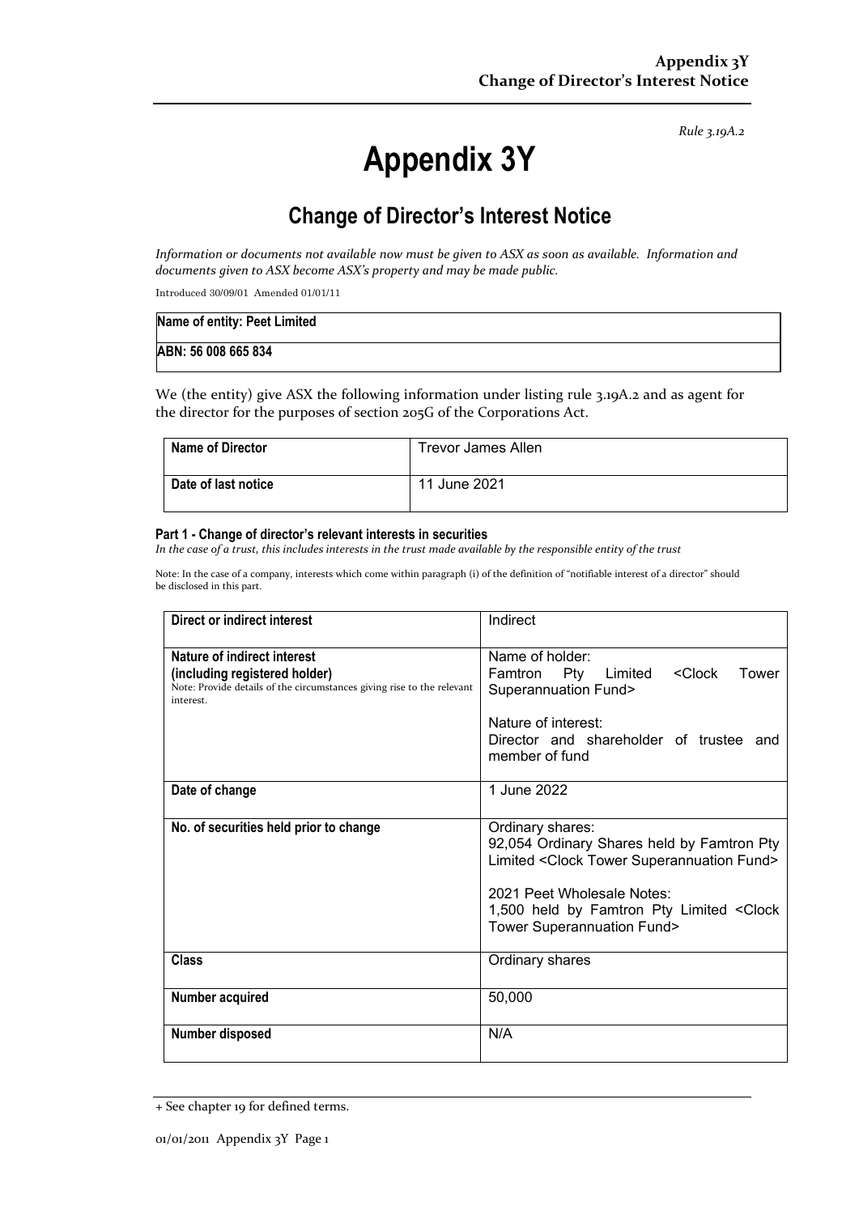*Rule 3.19A.2*

# Appendix 3Y

## Change of Director's Interest Notice

*Information or documents not available now must be given to ASX as soon as available. Information and documents given to ASX become ASX's property and may be made public.*

Introduced 30/09/01 Amended 01/01/11

| Name of entity: Peet Limited |
|---|
| ABN: 56 008 665 834 |

We (the entity) give ASX the following information under listing rule 3.19A.2 and as agent for the director for the purposes of section 205G of the Corporations Act.

| Name of Director | Trevor James Allen |
|---|---|
| Date of last notice | 11 June 2021 |

**Part 1 - Change of director's relevant interests in securities**

*In the case of a trust, this includes interests in the trust made available by the responsible entity of the trust*

Note: In the case of a company, interests which come within paragraph (i) of the definition of "notifiable interest of a director" should be disclosed in this part.

| Direct or indirect interest | Indirect |
|---|---|
| **Nature of indirect interest (including registered holder)**<br>Note: Provide details of the circumstances giving rise to the relevant interest. | Name of holder:<br>Famtron Pty Limited <Clock Tower Superannuation Fund><br><br>Nature of interest:<br>Director and shareholder of trustee and member of fund |
| **Date of change** | 1 June 2022 |
| **No. of securities held prior to change** | Ordinary shares:<br>92,054 Ordinary Shares held by Famtron Pty Limited <Clock Tower Superannuation Fund><br><br>2021 Peet Wholesale Notes:<br>1,500 held by Famtron Pty Limited <Clock Tower Superannuation Fund> |
| **Class** | Ordinary shares |
| **Number acquired** | 50,000 |
| **Number disposed** | N/A |

+ See chapter 19 for defined terms.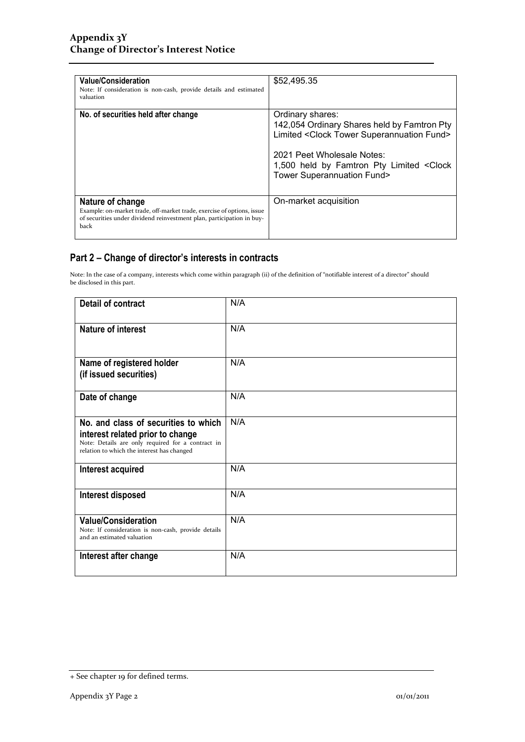| | |
|---|---|
| **Value/Consideration**<br>Note: If consideration is non-cash, provide details and estimated valuation | $52,495.35 |
| **No. of securities held after change** | Ordinary shares:<br>142,054 Ordinary Shares held by Famtron Pty Limited <Clock Tower Superannuation Fund><br><br>2021 Peet Wholesale Notes:<br>1,500 held by Famtron Pty Limited <Clock Tower Superannuation Fund> |
| **Nature of change**<br>Example: on-market trade, off-market trade, exercise of options, issue of securities under dividend reinvestment plan, participation in buy-back | On-market acquisition |

## Part 2 – Change of director's interests in contracts

Note: In the case of a company, interests which come within paragraph (ii) of the definition of "notifiable interest of a director" should be disclosed in this part.

| | |
|---|---|
| **Detail of contract** | N/A |
| **Nature of interest** | N/A |
| **Name of registered holder (if issued securities)** | N/A |
| **Date of change** | N/A |
| **No. and class of securities to which interest related prior to change**<br>Note: Details are only required for a contract in relation to which the interest has changed | N/A |
| **Interest acquired** | N/A |
| **Interest disposed** | N/A |
| **Value/Consideration**<br>Note: If consideration is non-cash, provide details and an estimated valuation | N/A |
| **Interest after change** | N/A |

+ See chapter 19 for defined terms.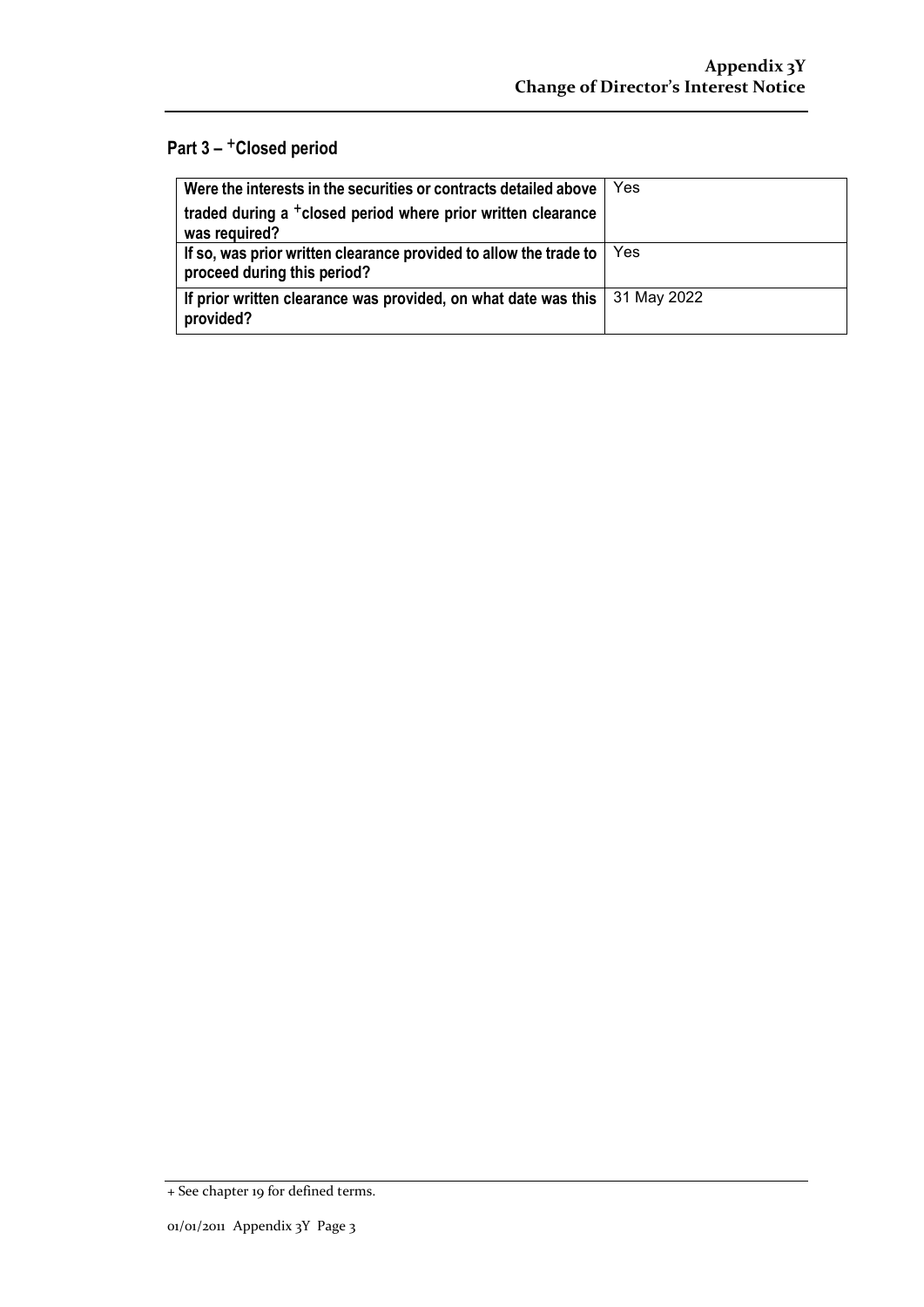## Part 3 – +Closed period

| | |
|---|---|
| **Were the interests in the securities or contracts detailed above traded during a +closed period where prior written clearance was required?** | Yes |
| **If so, was prior written clearance provided to allow the trade to proceed during this period?** | Yes |
| **If prior written clearance was provided, on what date was this provided?** | 31 May 2022 |

+ See chapter 19 for defined terms.